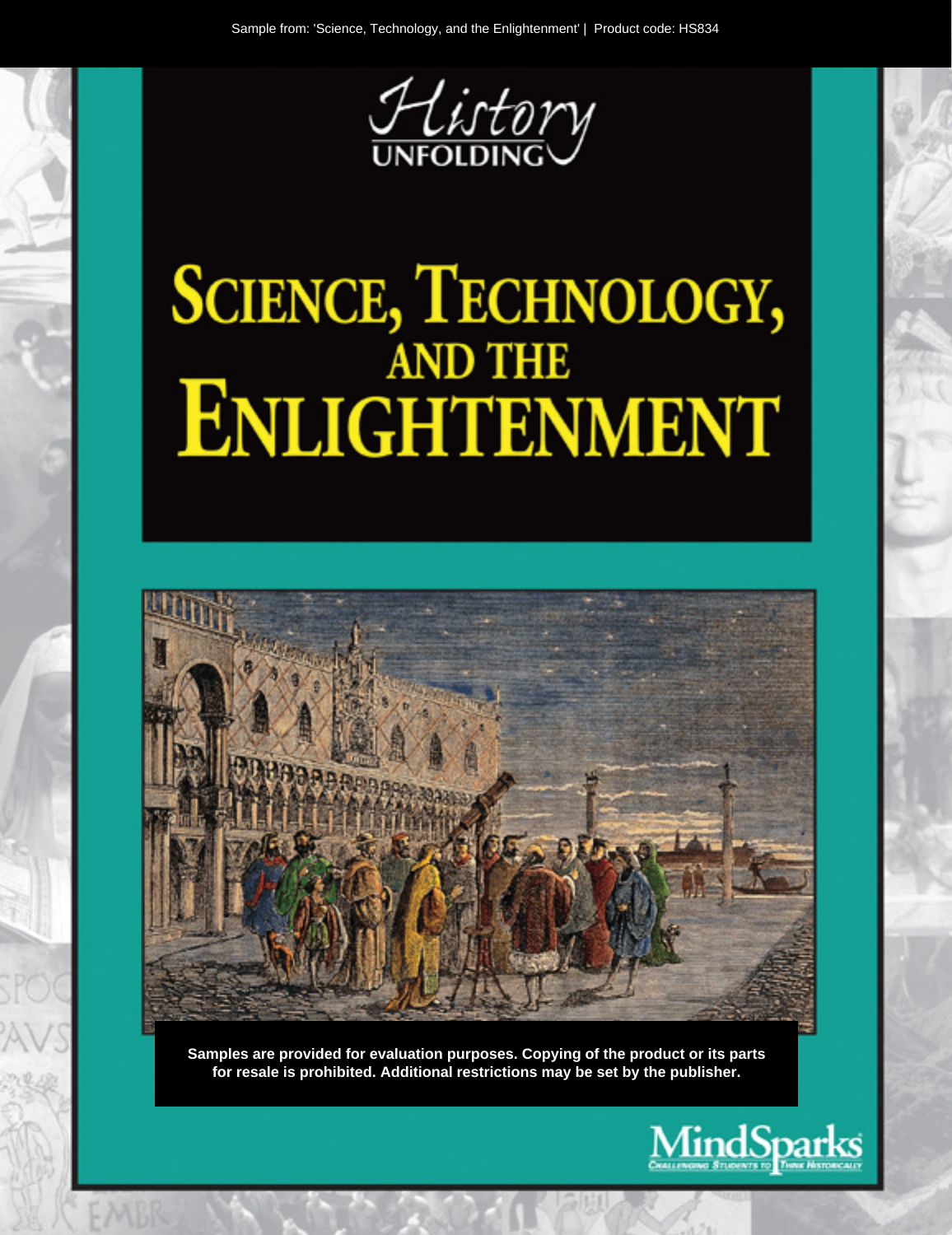Sample from: 'Science, Technology, and the Enlightenment' | Product code: HS834

History UNFOLDING

# SCIENCE, TECHNOLOGY, AND THE ENLIGHTENMENT

**Samples are provided for evaluation purposes. Copying of the product or its parts for resale is prohibited. Additional restrictions may be set by the publisher.**

MindSparks
CHALLENGING STUDENTS TO THINK HISTORICALLY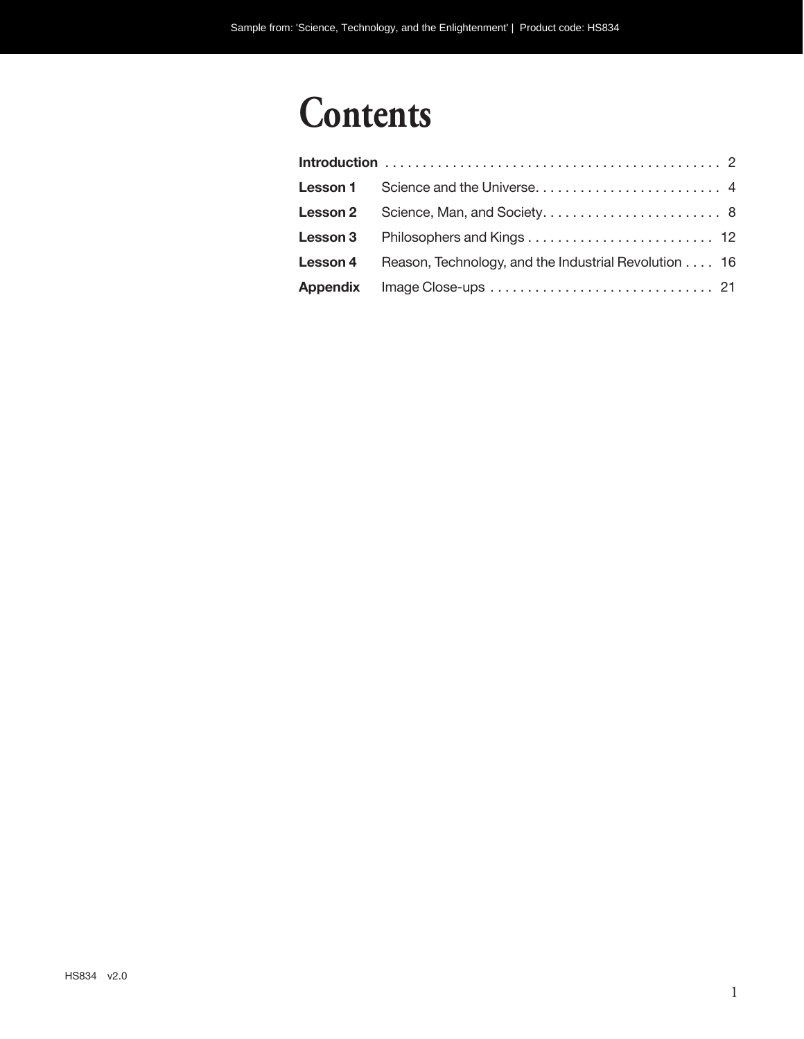# Contents

| | | |
|---|---|---|
| **Introduction** | | 2 |
| **Lesson 1** | Science and the Universe | 4 |
| **Lesson 2** | Science, Man, and Society | 8 |
| **Lesson 3** | Philosophers and Kings | 12 |
| **Lesson 4** | Reason, Technology, and the Industrial Revolution | 16 |
| **Appendix** | Image Close-ups | 21 |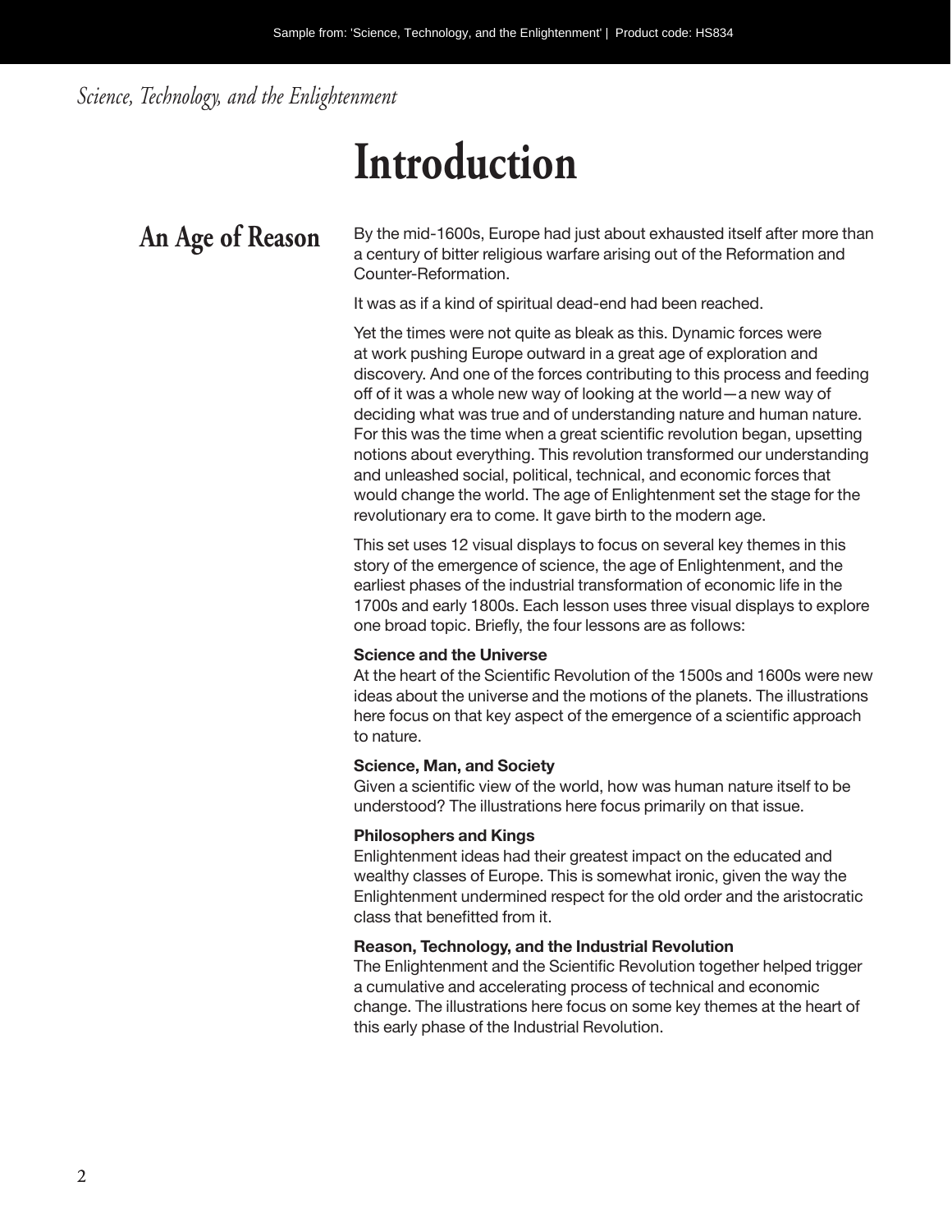# Introduction

## An Age of Reason

By the mid-1600s, Europe had just about exhausted itself after more than a century of bitter religious warfare arising out of the Reformation and Counter-Reformation.

It was as if a kind of spiritual dead-end had been reached.

Yet the times were not quite as bleak as this. Dynamic forces were at work pushing Europe outward in a great age of exploration and discovery. And one of the forces contributing to this process and feeding off of it was a whole new way of looking at the world—a new way of deciding what was true and of understanding nature and human nature. For this was the time when a great scientific revolution began, upsetting notions about everything. This revolution transformed our understanding and unleashed social, political, technical, and economic forces that would change the world. The age of Enlightenment set the stage for the revolutionary era to come. It gave birth to the modern age.

This set uses 12 visual displays to focus on several key themes in this story of the emergence of science, the age of Enlightenment, and the earliest phases of the industrial transformation of economic life in the 1700s and early 1800s. Each lesson uses three visual displays to explore one broad topic. Briefly, the four lessons are as follows:

**Science and the Universe**
At the heart of the Scientific Revolution of the 1500s and 1600s were new ideas about the universe and the motions of the planets. The illustrations here focus on that key aspect of the emergence of a scientific approach to nature.

**Science, Man, and Society**
Given a scientific view of the world, how was human nature itself to be understood? The illustrations here focus primarily on that issue.

**Philosophers and Kings**
Enlightenment ideas had their greatest impact on the educated and wealthy classes of Europe. This is somewhat ironic, given the way the Enlightenment undermined respect for the old order and the aristocratic class that benefitted from it.

**Reason, Technology, and the Industrial Revolution**
The Enlightenment and the Scientific Revolution together helped trigger a cumulative and accelerating process of technical and economic change. The illustrations here focus on some key themes at the heart of this early phase of the Industrial Revolution.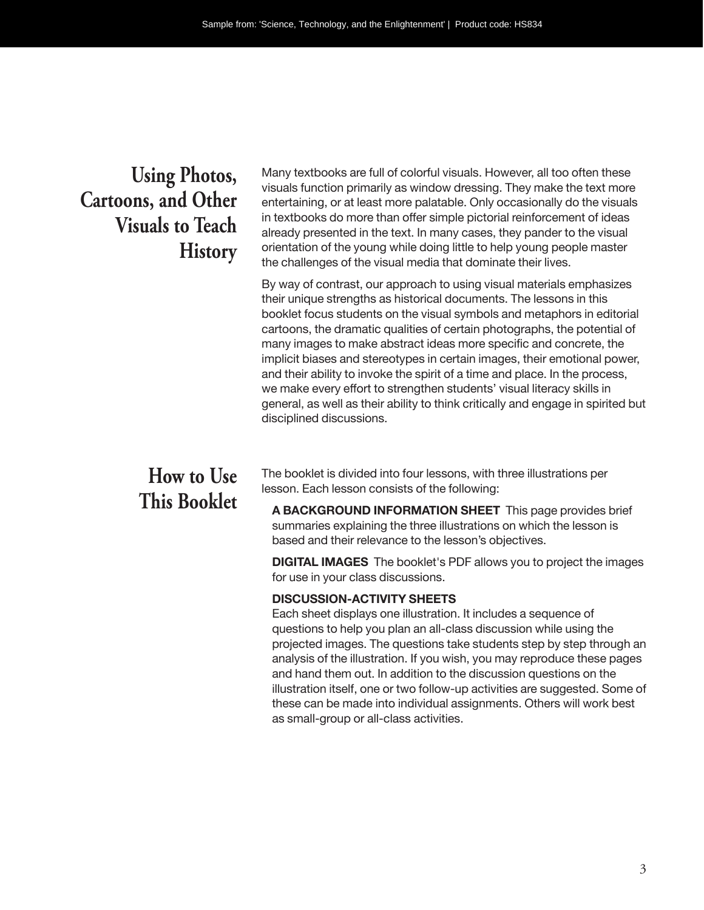## Using Photos, Cartoons, and Other Visuals to Teach History

Many textbooks are full of colorful visuals. However, all too often these visuals function primarily as window dressing. They make the text more entertaining, or at least more palatable. Only occasionally do the visuals in textbooks do more than offer simple pictorial reinforcement of ideas already presented in the text. In many cases, they pander to the visual orientation of the young while doing little to help young people master the challenges of the visual media that dominate their lives.

By way of contrast, our approach to using visual materials emphasizes their unique strengths as historical documents. The lessons in this booklet focus students on the visual symbols and metaphors in editorial cartoons, the dramatic qualities of certain photographs, the potential of many images to make abstract ideas more specific and concrete, the implicit biases and stereotypes in certain images, their emotional power, and their ability to invoke the spirit of a time and place. In the process, we make every effort to strengthen students' visual literacy skills in general, as well as their ability to think critically and engage in spirited but disciplined discussions.

## How to Use This Booklet

The booklet is divided into four lessons, with three illustrations per lesson. Each lesson consists of the following:

**A BACKGROUND INFORMATION SHEET** This page provides brief summaries explaining the three illustrations on which the lesson is based and their relevance to the lesson's objectives.

**DIGITAL IMAGES** The booklet's PDF allows you to project the images for use in your class discussions.

**DISCUSSION-ACTIVITY SHEETS**
Each sheet displays one illustration. It includes a sequence of questions to help you plan an all-class discussion while using the projected images. The questions take students step by step through an analysis of the illustration. If you wish, you may reproduce these pages and hand them out. In addition to the discussion questions on the illustration itself, one or two follow-up activities are suggested. Some of these can be made into individual assignments. Others will work best as small-group or all-class activities.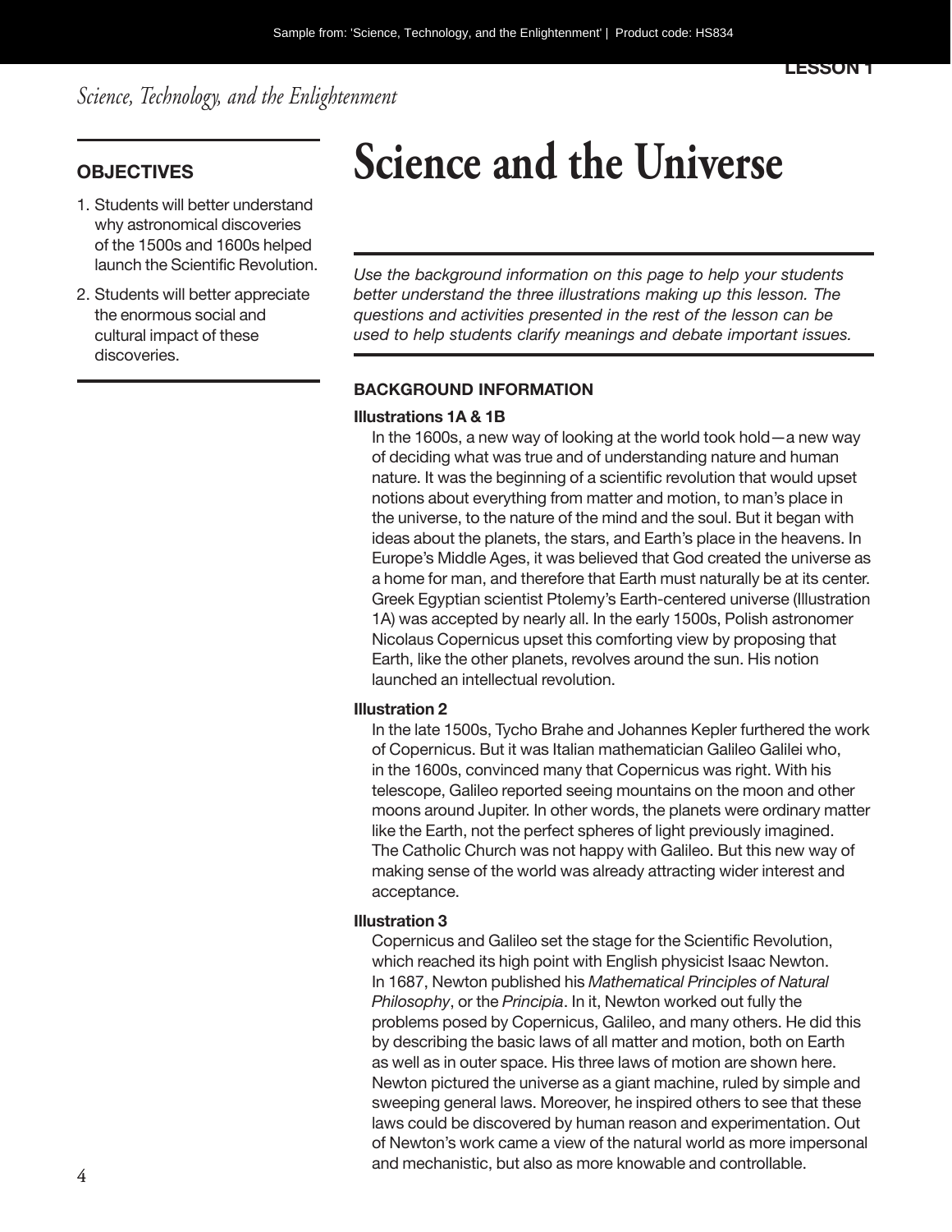# Science and the Universe

## OBJECTIVES

1. Students will better understand why astronomical discoveries of the 1500s and 1600s helped launch the Scientific Revolution.
2. Students will better appreciate the enormous social and cultural impact of these discoveries.

*Use the background information on this page to help your students better understand the three illustrations making up this lesson. The questions and activities presented in the rest of the lesson can be used to help students clarify meanings and debate important issues.*

### BACKGROUND INFORMATION

**Illustrations 1A & 1B**

In the 1600s, a new way of looking at the world took hold—a new way of deciding what was true and of understanding nature and human nature. It was the beginning of a scientific revolution that would upset notions about everything from matter and motion, to man's place in the universe, to the nature of the mind and the soul. But it began with ideas about the planets, the stars, and Earth's place in the heavens. In Europe's Middle Ages, it was believed that God created the universe as a home for man, and therefore that Earth must naturally be at its center. Greek Egyptian scientist Ptolemy's Earth-centered universe (Illustration 1A) was accepted by nearly all. In the early 1500s, Polish astronomer Nicolaus Copernicus upset this comforting view by proposing that Earth, like the other planets, revolves around the sun. His notion launched an intellectual revolution.

**Illustration 2**

In the late 1500s, Tycho Brahe and Johannes Kepler furthered the work of Copernicus. But it was Italian mathematician Galileo Galilei who, in the 1600s, convinced many that Copernicus was right. With his telescope, Galileo reported seeing mountains on the moon and other moons around Jupiter. In other words, the planets were ordinary matter like the Earth, not the perfect spheres of light previously imagined. The Catholic Church was not happy with Galileo. But this new way of making sense of the world was already attracting wider interest and acceptance.

**Illustration 3**

Copernicus and Galileo set the stage for the Scientific Revolution, which reached its high point with English physicist Isaac Newton. In 1687, Newton published his *Mathematical Principles of Natural Philosophy*, or the *Principia*. In it, Newton worked out fully the problems posed by Copernicus, Galileo, and many others. He did this by describing the basic laws of all matter and motion, both on Earth as well as in outer space. His three laws of motion are shown here. Newton pictured the universe as a giant machine, ruled by simple and sweeping general laws. Moreover, he inspired others to see that these laws could be discovered by human reason and experimentation. Out of Newton's work came a view of the natural world as more impersonal and mechanistic, but also as more knowable and controllable.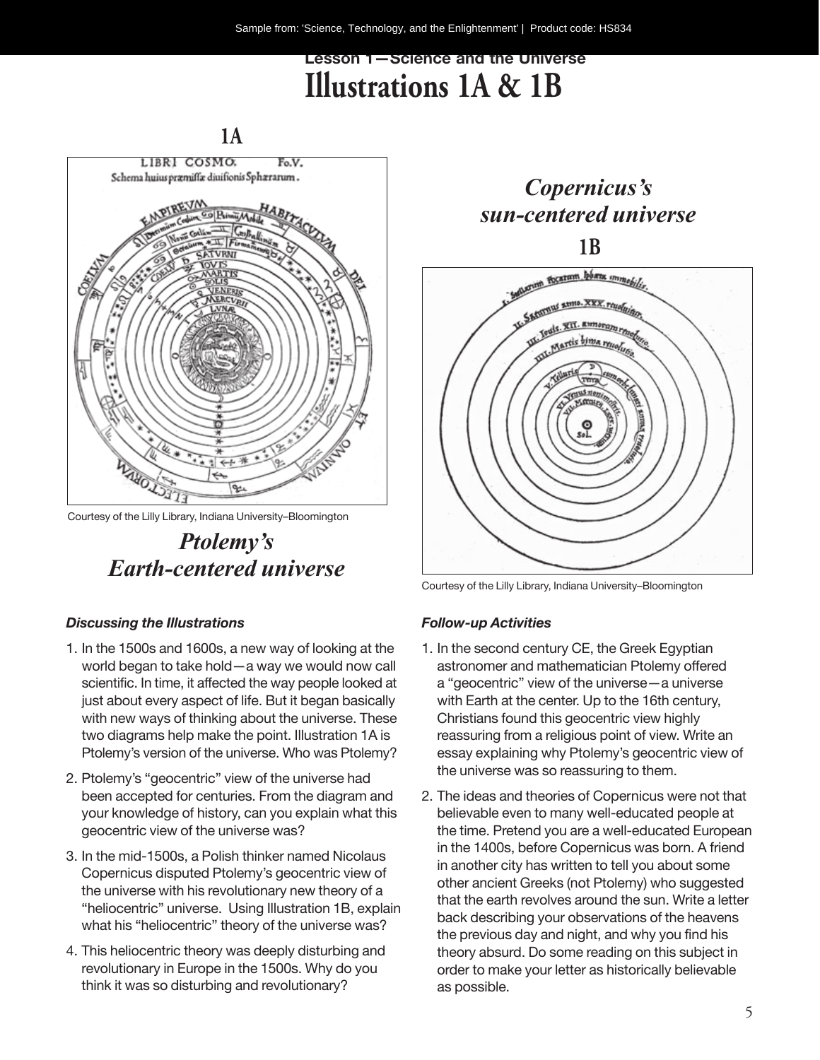# Illustrations 1A & 1B

## 1A

Courtesy of the Lilly Library, Indiana University–Bloomington

***Ptolemy's Earth-centered universe***

***Copernicus's sun-centered universe***

## 1B

Courtesy of the Lilly Library, Indiana University–Bloomington

### *Discussing the Illustrations*

1. In the 1500s and 1600s, a new way of looking at the world began to take hold—a way we would now call scientific. In time, it affected the way people looked at just about every aspect of life. But it began basically with new ways of thinking about the universe. These two diagrams help make the point. Illustration 1A is Ptolemy's version of the universe. Who was Ptolemy?
2. Ptolemy's "geocentric" view of the universe had been accepted for centuries. From the diagram and your knowledge of history, can you explain what this geocentric view of the universe was?
3. In the mid-1500s, a Polish thinker named Nicolaus Copernicus disputed Ptolemy's geocentric view of the universe with his revolutionary new theory of a "heliocentric" universe. Using Illustration 1B, explain what his "heliocentric" theory of the universe was?
4. This heliocentric theory was deeply disturbing and revolutionary in Europe in the 1500s. Why do you think it was so disturbing and revolutionary?

### *Follow-up Activities*

1. In the second century CE, the Greek Egyptian astronomer and mathematician Ptolemy offered a "geocentric" view of the universe—a universe with Earth at the center. Up to the 16th century, Christians found this geocentric view highly reassuring from a religious point of view. Write an essay explaining why Ptolemy's geocentric view of the universe was so reassuring to them.
2. The ideas and theories of Copernicus were not that believable even to many well-educated people at the time. Pretend you are a well-educated European in the 1400s, before Copernicus was born. A friend in another city has written to tell you about some other ancient Greeks (not Ptolemy) who suggested that the earth revolves around the sun. Write a letter back describing your observations of the heavens the previous day and night, and why you find his theory absurd. Do some reading on this subject in order to make your letter as historically believable as possible.